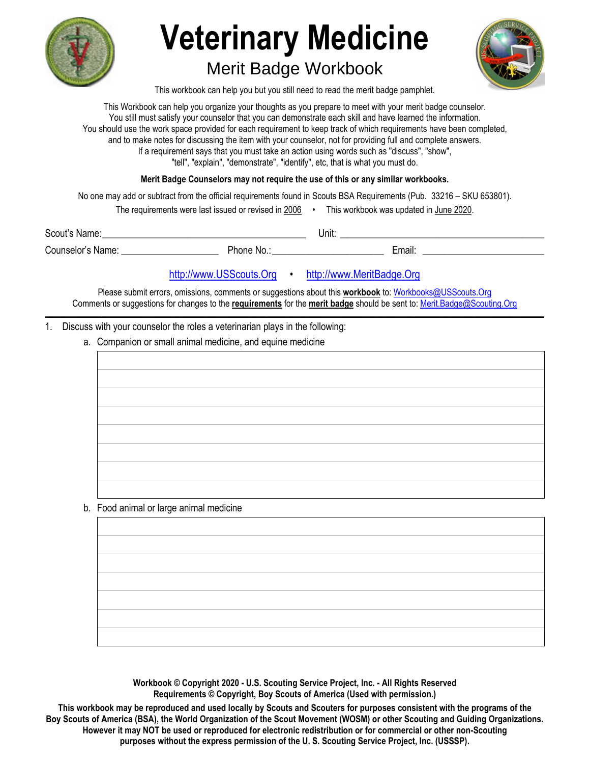# Veterinary Medicine

## Merit Badge Workbook

This workbook can help you but you still need to read the merit badge pamphlet.

This Workbook can help you organize your thoughts as you prepare to meet with your merit badge counselor.
You still must satisfy your counselor that you can demonstrate each skill and have learned the information.
You should use the work space provided for each requirement to keep track of which requirements have been completed,
and to make notes for discussing the item with your counselor, not for providing full and complete answers.
If a requirement says that you must take an action using words such as "discuss", "show",
"tell", "explain", "demonstrate", "identify", etc, that is what you must do.

**Merit Badge Counselors may not require the use of this or any similar workbooks.**

No one may add or subtract from the official requirements found in Scouts BSA Requirements (Pub. 33216 – SKU 653801).

The requirements were last issued or revised in 2006 • This workbook was updated in June 2020.

Scout's Name:__________________________________________ Unit: __________________________________________

Counselor's Name: ____________________ Phone No.:_______________________ Email: _________________________

http://www.USScouts.Org • http://www.MeritBadge.Org

Please submit errors, omissions, comments or suggestions about this **workbook** to: Workbooks@USScouts.Org
Comments or suggestions for changes to the **requirements** for the **merit badge** should be sent to: Merit.Badge@Scouting.Org

---

1. Discuss with your counselor the roles a veterinarian plays in the following:
   a. Companion or small animal medicine, and equine medicine

   b. Food animal or large animal medicine

**Workbook © Copyright 2020 - U.S. Scouting Service Project, Inc. - All Rights Reserved**
**Requirements © Copyright, Boy Scouts of America (Used with permission.)**

**This workbook may be reproduced and used locally by Scouts and Scouters for purposes consistent with the programs of the Boy Scouts of America (BSA), the World Organization of the Scout Movement (WOSM) or other Scouting and Guiding Organizations. However it may NOT be used or reproduced for electronic redistribution or for commercial or other non-Scouting purposes without the express permission of the U. S. Scouting Service Project, Inc. (USSSP).**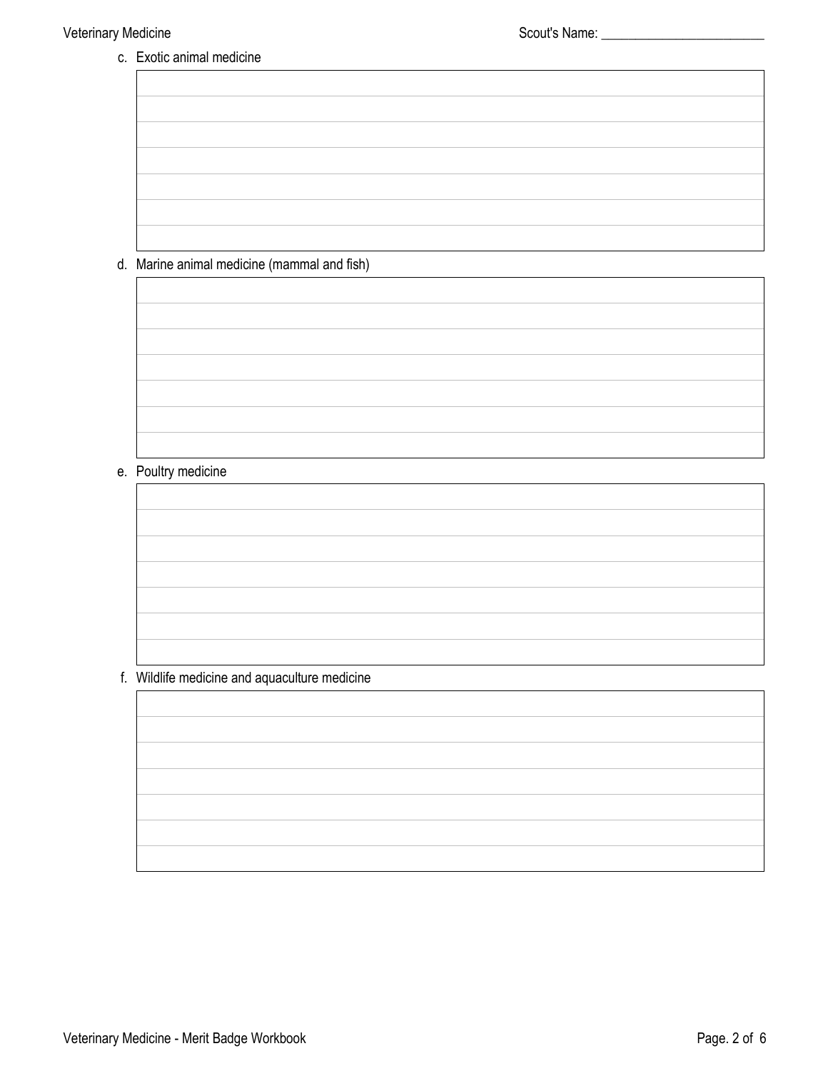c. Exotic animal medicine

d. Marine animal medicine (mammal and fish)

e. Poultry medicine

f. Wildlife medicine and aquaculture medicine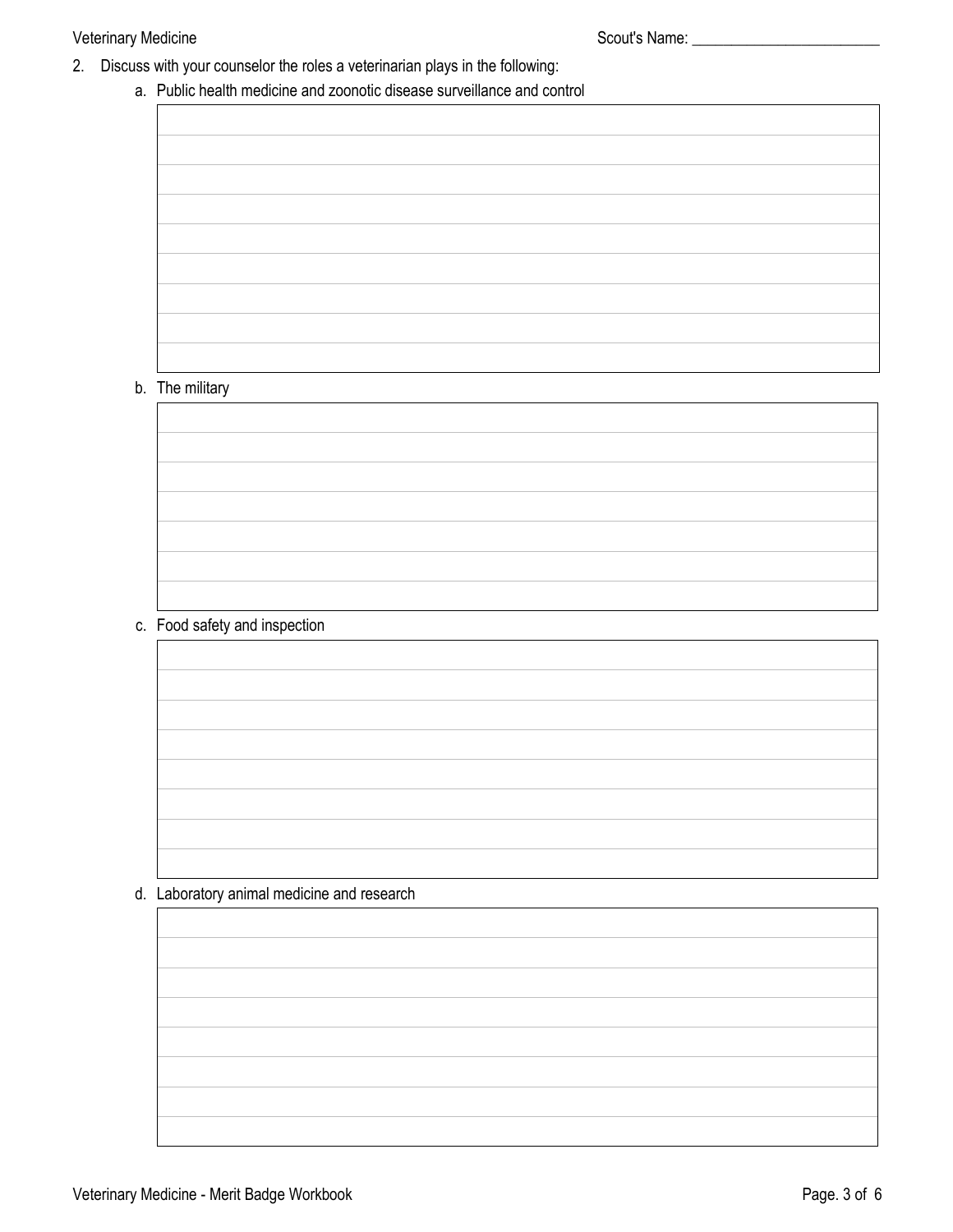2. Discuss with your counselor the roles a veterinarian plays in the following:
   a. Public health medicine and zoonotic disease surveillance and control

   b. The military

   c. Food safety and inspection

   d. Laboratory animal medicine and research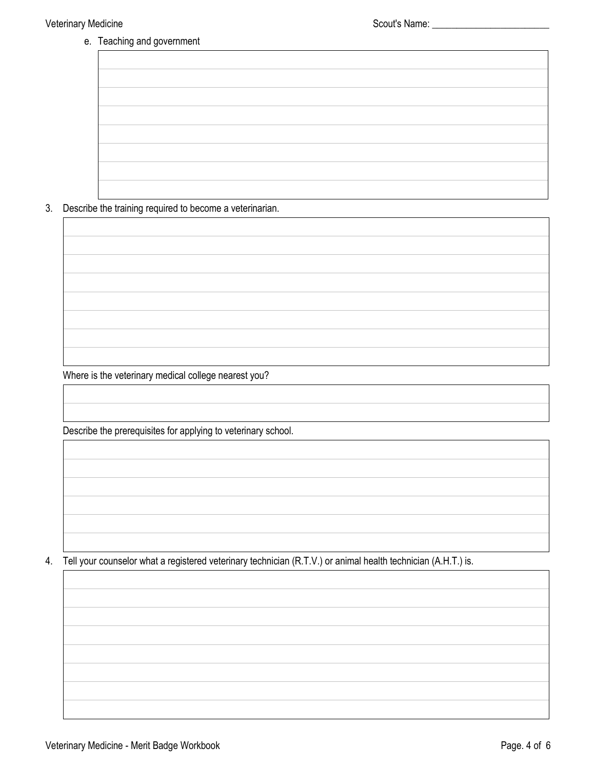e. Teaching and government

3. Describe the training required to become a veterinarian.

Where is the veterinary medical college nearest you?

Describe the prerequisites for applying to veterinary school.

4. Tell your counselor what a registered veterinary technician (R.T.V.) or animal health technician (A.H.T.) is.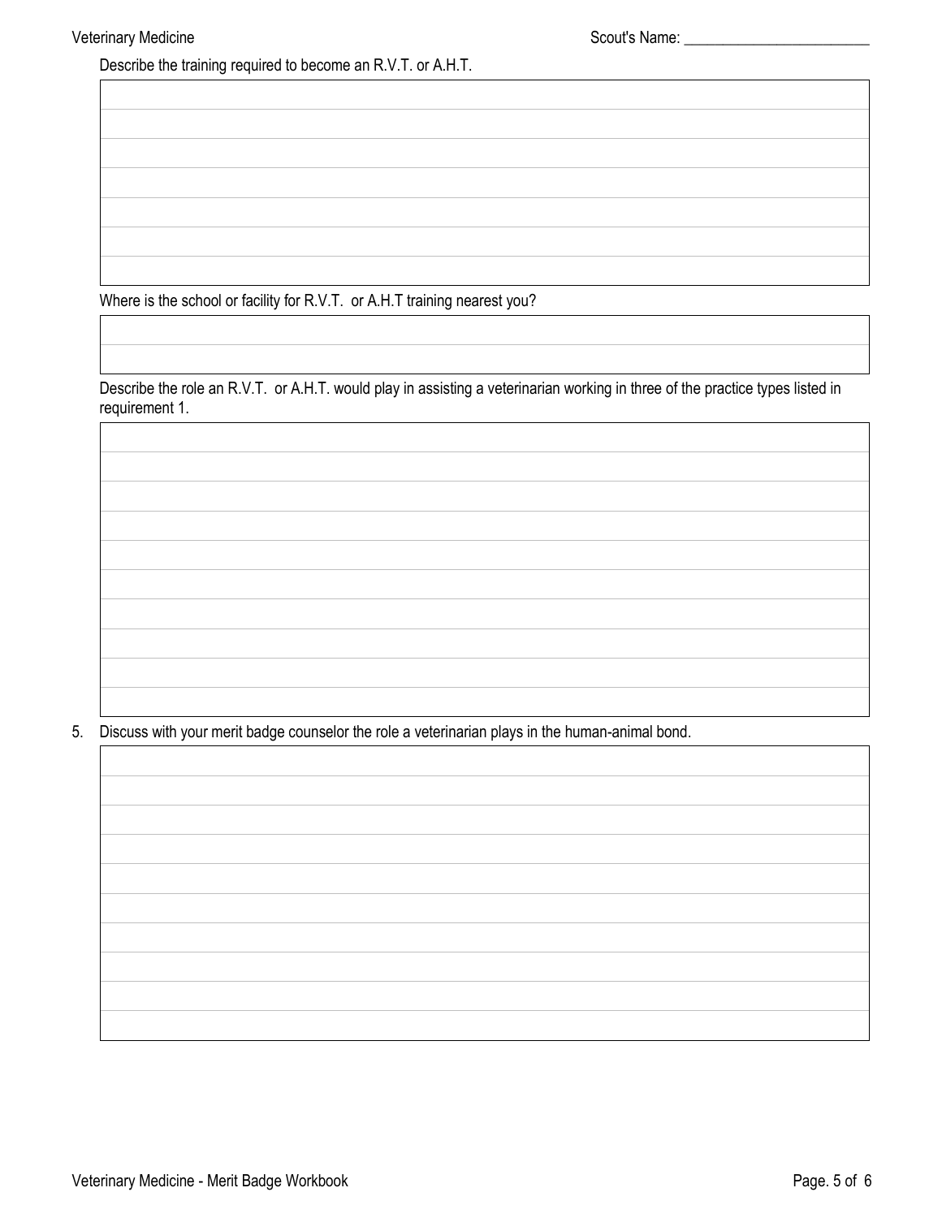Describe the training required to become an R.V.T. or A.H.T.

Where is the school or facility for R.V.T. or A.H.T training nearest you?

Describe the role an R.V.T. or A.H.T. would play in assisting a veterinarian working in three of the practice types listed in requirement 1.

5. Discuss with your merit badge counselor the role a veterinarian plays in the human-animal bond.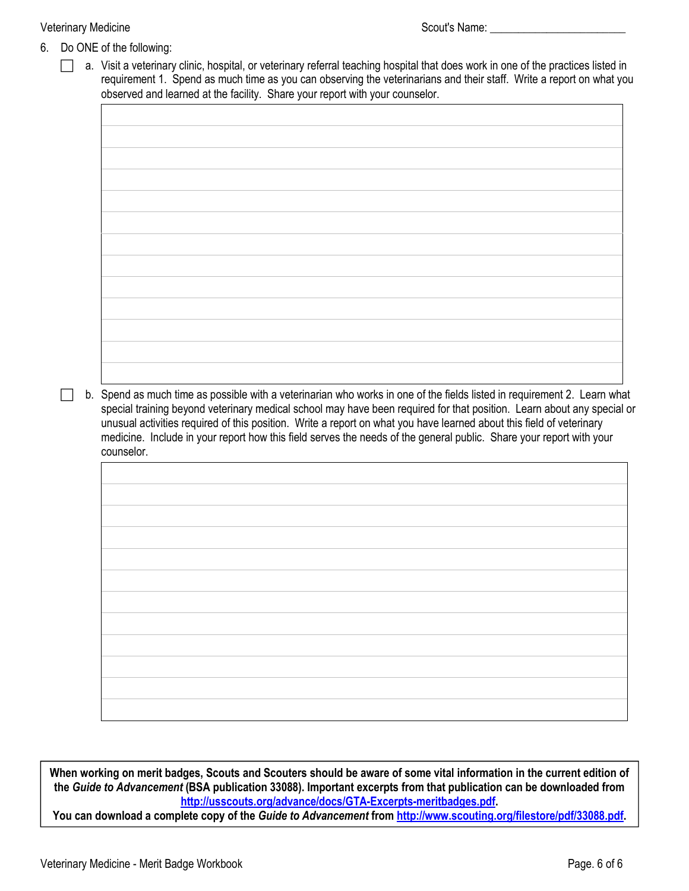Scout's Name: ________________________

6. Do ONE of the following:

   - [ ] a. Visit a veterinary clinic, hospital, or veterinary referral teaching hospital that does work in one of the practices listed in requirement 1. Spend as much time as you can observing the veterinarians and their staff. Write a report on what you observed and learned at the facility. Share your report with your counselor.

   - [ ] b. Spend as much time as possible with a veterinarian who works in one of the fields listed in requirement 2. Learn what special training beyond veterinary medical school may have been required for that position. Learn about any special or unusual activities required of this position. Write a report on what you have learned about this field of veterinary medicine. Include in your report how this field serves the needs of the general public. Share your report with your counselor.

**When working on merit badges, Scouts and Scouters should be aware of some vital information in the current edition of the *Guide to Advancement* (BSA publication 33088). Important excerpts from that publication can be downloaded from [http://usscouts.org/advance/docs/GTA-Excerpts-meritbadges.pdf](http://usscouts.org/advance/docs/GTA-Excerpts-meritbadges.pdf).**

**You can download a complete copy of the *Guide to Advancement* from [http://www.scouting.org/filestore/pdf/33088.pdf](http://www.scouting.org/filestore/pdf/33088.pdf).**